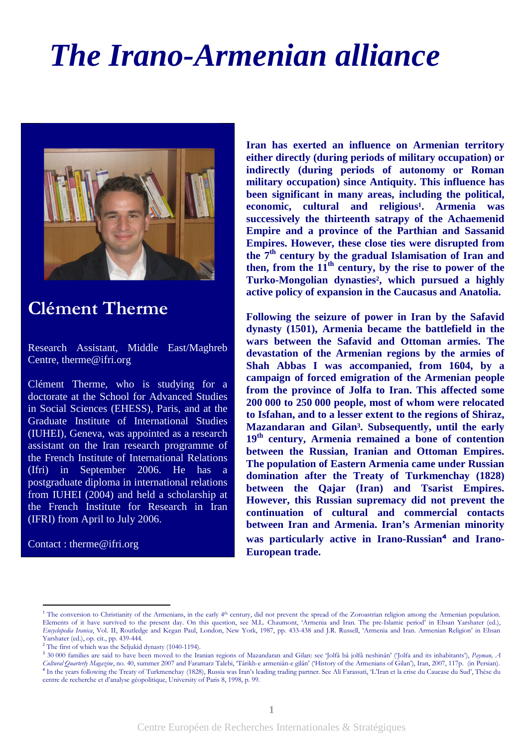# The Irano-Armenian alliance

## Clément Therme

Research Assistant, Middle East/Maghreb Centre, therme@ifri.org

Clément Therme, who is studying for a doctorate at the School for Advanced Studies in Social Sciences (EHESS), Paris, and at the Graduate Institute of International Studies (IUHEI), Geneva, was appointed as a research assistant on the Iran research programme of the French Institute of International Relations (Ifri) in September 2006. He has a postgraduate diploma in international relations from IUHEI (2004) and held a scholarship at the French Institute for Research in Iran (IFRI) from April to July 2006.

Contact : therme@ifri.org

**Iran has exerted an influence on Armenian territory either directly (during periods of military occupation) or indirectly (during periods of autonomy or Roman military occupation) since Antiquity. This influence has been significant in many areas, including the political, economic, cultural and religious[1]. Armenia was successively the thirteenth satrapy of the Achaemenid Empire and a province of the Parthian and Sassanid Empires. However, these close ties were disrupted from the 7th century by the gradual Islamisation of Iran and then, from the 11th century, by the rise to power of the Turko-Mongolian dynasties[2], which pursued a highly active policy of expansion in the Caucasus and Anatolia.**

**Following the seizure of power in Iran by the Safavid dynasty (1501), Armenia became the battlefield in the wars between the Safavid and Ottoman armies. The devastation of the Armenian regions by the armies of Shah Abbas I was accompanied, from 1604, by a campaign of forced emigration of the Armenian people from the province of Jolfa to Iran. This affected some 200 000 to 250 000 people, most of whom were relocated to Isfahan, and to a lesser extent to the regions of Shiraz, Mazandaran and Gilan[3]. Subsequently, until the early 19th century, Armenia remained a bone of contention between the Russian, Iranian and Ottoman Empires. The population of Eastern Armenia came under Russian domination after the Treaty of Turkmenchay (1828) between the Qajar (Iran) and Tsarist Empires. However, this Russian supremacy did not prevent the continuation of cultural and commercial contacts between Iran and Armenia. Iran's Armenian minority was particularly active in Irano-Russian[4] and Irano-European trade.**

---

[1] The conversion to Christianity of the Armenians, in the early 4th century, did not prevent the spread of the Zoroastrian religion among the Armenian population. Elements of it have survived to the present day. On this question, see M.L. Chaumont, 'Armenia and Iran. The pre-Islamic period' in Ehsan Yarshater (ed.), *Encyclopedia Iranica*, Vol. II, Routledge and Kegan Paul, London, New York, 1987, pp. 433-438 and J.R. Russell, 'Armenia and Iran. Armenian Religion' in Ehsan Yarshater (ed.), op. cit., pp. 439-444.

[2] The first of which was the Seljukid dynasty (1040-1194).

[3] 30 000 families are said to have been moved to the Iranian regions of Mazandaran and Gilan: see 'Jolfâ bâ jolfâ neshinân' ('Jolfa and its inhabitants'), *Payman, A Cultural Quarterly Magazine*, no. 40, summer 2007 and Faramarz Talebi, 'Târikh-e armeniân-e gilân' ('History of the Armenians of Gilan'), Iran, 2007, 117p. (in Persian).

[4] In the years following the Treaty of Turkmenchay (1828), Russia was Iran's leading trading partner. See Ali Farassati, 'L'Iran et la crise du Caucase du Sud', Thèse du centre de recherche et d'analyse géopolitique, University of Paris 8, 1998, p. 99.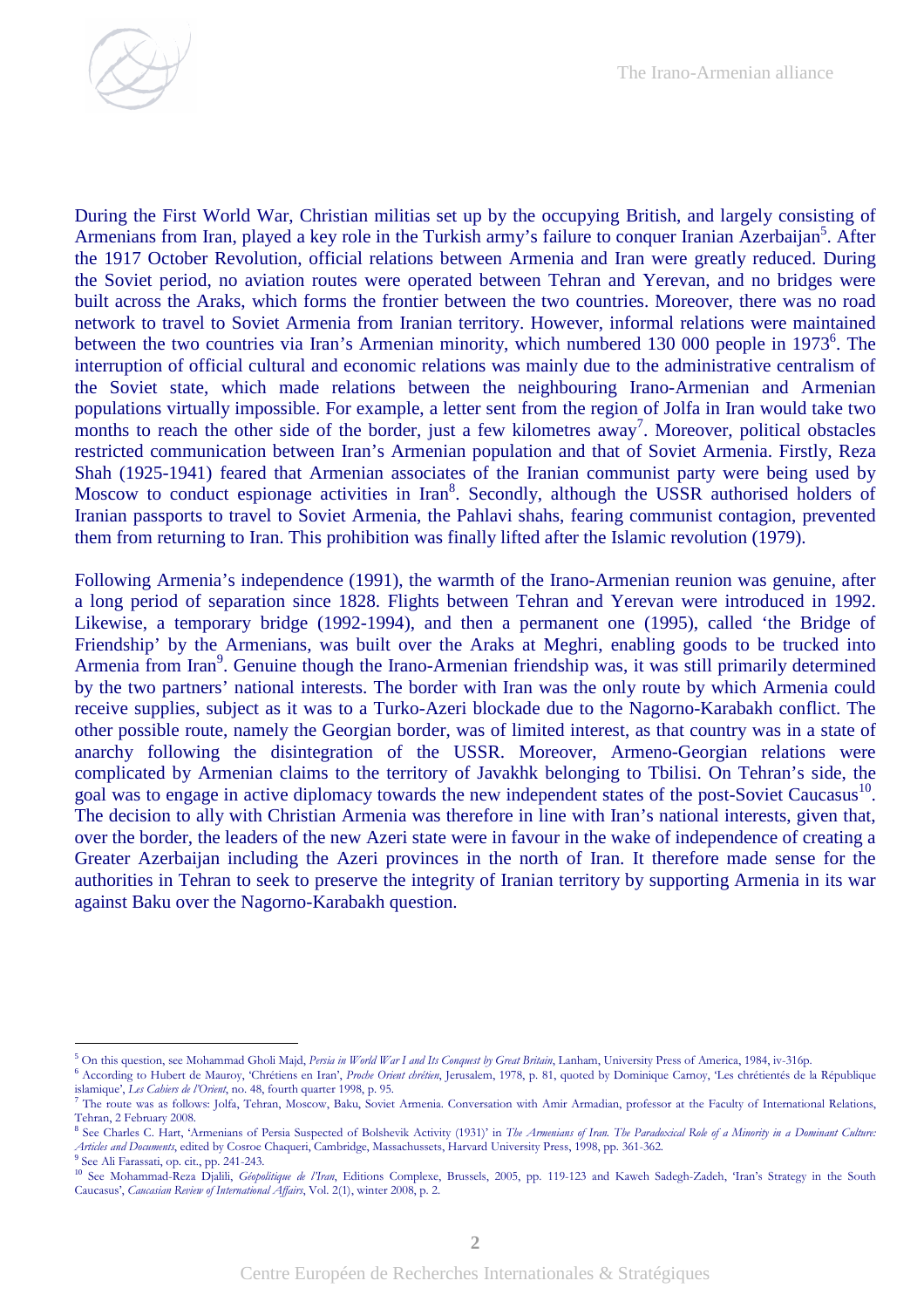During the First World War, Christian militias set up by the occupying British, and largely consisting of Armenians from Iran, played a key role in the Turkish army's failure to conquer Iranian Azerbaijan[5]. After the 1917 October Revolution, official relations between Armenia and Iran were greatly reduced. During the Soviet period, no aviation routes were operated between Tehran and Yerevan, and no bridges were built across the Araks, which forms the frontier between the two countries. Moreover, there was no road network to travel to Soviet Armenia from Iranian territory. However, informal relations were maintained between the two countries via Iran's Armenian minority, which numbered 130 000 people in 1973[6]. The interruption of official cultural and economic relations was mainly due to the administrative centralism of the Soviet state, which made relations between the neighbouring Irano-Armenian and Armenian populations virtually impossible. For example, a letter sent from the region of Jolfa in Iran would take two months to reach the other side of the border, just a few kilometres away[7]. Moreover, political obstacles restricted communication between Iran's Armenian population and that of Soviet Armenia. Firstly, Reza Shah (1925-1941) feared that Armenian associates of the Iranian communist party were being used by Moscow to conduct espionage activities in Iran[8]. Secondly, although the USSR authorised holders of Iranian passports to travel to Soviet Armenia, the Pahlavi shahs, fearing communist contagion, prevented them from returning to Iran. This prohibition was finally lifted after the Islamic revolution (1979).

Following Armenia's independence (1991), the warmth of the Irano-Armenian reunion was genuine, after a long period of separation since 1828. Flights between Tehran and Yerevan were introduced in 1992. Likewise, a temporary bridge (1992-1994), and then a permanent one (1995), called 'the Bridge of Friendship' by the Armenians, was built over the Araks at Meghri, enabling goods to be trucked into Armenia from Iran[9]. Genuine though the Irano-Armenian friendship was, it was still primarily determined by the two partners' national interests. The border with Iran was the only route by which Armenia could receive supplies, subject as it was to a Turko-Azeri blockade due to the Nagorno-Karabakh conflict. The other possible route, namely the Georgian border, was of limited interest, as that country was in a state of anarchy following the disintegration of the USSR. Moreover, Armeno-Georgian relations were complicated by Armenian claims to the territory of Javakhk belonging to Tbilisi. On Tehran's side, the goal was to engage in active diplomacy towards the new independent states of the post-Soviet Caucasus[10]. The decision to ally with Christian Armenia was therefore in line with Iran's national interests, given that, over the border, the leaders of the new Azeri state were in favour in the wake of independence of creating a Greater Azerbaijan including the Azeri provinces in the north of Iran. It therefore made sense for the authorities in Tehran to seek to preserve the integrity of Iranian territory by supporting Armenia in its war against Baku over the Nagorno-Karabakh question.

---

[5] On this question, see Mohammad Gholi Majd, *Persia in World War I and Its Conquest by Great Britain*, Lanham, University Press of America, 1984, iv-316p.

[6] According to Hubert de Mauroy, 'Chrétiens en Iran', *Proche Orient chrétien*, Jerusalem, 1978, p. 81, quoted by Dominique Carnoy, 'Les chrétientés de la République islamique', *Les Cahiers de l'Orient*, no. 48, fourth quarter 1998, p. 95.

[7] The route was as follows: Jolfa, Tehran, Moscow, Baku, Soviet Armenia. Conversation with Amir Armadian, professor at the Faculty of International Relations, Tehran, 2 February 2008.

[8] See Charles C. Hart, 'Armenians of Persia Suspected of Bolshevik Activity (1931)' in *The Armenians of Iran. The Paradoxical Role of a Minority in a Dominant Culture: Articles and Documents*, edited by Cosroe Chaqueri, Cambridge, Massachussets, Harvard University Press, 1998, pp. 361-362.

[9] See Ali Farassati, op. cit., pp. 241-243.

[10] See Mohammad-Reza Djalili, *Géopolitique de l'Iran*, Editions Complexe, Brussels, 2005, pp. 119-123 and Kaweh Sadegh-Zadeh, 'Iran's Strategy in the South Caucasus', *Caucasian Review of International Affairs*, Vol. 2(1), winter 2008, p. 2.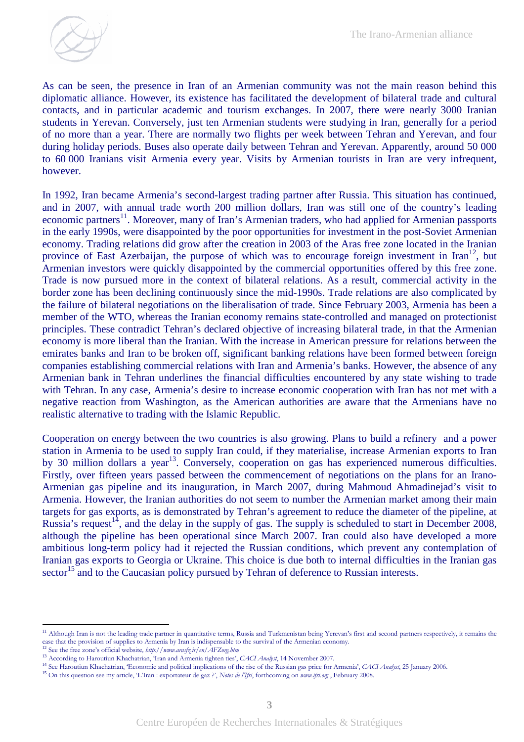As can be seen, the presence in Iran of an Armenian community was not the main reason behind this diplomatic alliance. However, its existence has facilitated the development of bilateral trade and cultural contacts, and in particular academic and tourism exchanges. In 2007, there were nearly 3000 Iranian students in Yerevan. Conversely, just ten Armenian students were studying in Iran, generally for a period of no more than a year. There are normally two flights per week between Tehran and Yerevan, and four during holiday periods. Buses also operate daily between Tehran and Yerevan. Apparently, around 50 000 to 60 000 Iranians visit Armenia every year. Visits by Armenian tourists in Iran are very infrequent, however.

In 1992, Iran became Armenia's second-largest trading partner after Russia. This situation has continued, and in 2007, with annual trade worth 200 million dollars, Iran was still one of the country's leading economic partners[11]. Moreover, many of Iran's Armenian traders, who had applied for Armenian passports in the early 1990s, were disappointed by the poor opportunities for investment in the post-Soviet Armenian economy. Trading relations did grow after the creation in 2003 of the Aras free zone located in the Iranian province of East Azerbaijan, the purpose of which was to encourage foreign investment in Iran[12], but Armenian investors were quickly disappointed by the commercial opportunities offered by this free zone. Trade is now pursued more in the context of bilateral relations. As a result, commercial activity in the border zone has been declining continuously since the mid-1990s. Trade relations are also complicated by the failure of bilateral negotiations on the liberalisation of trade. Since February 2003, Armenia has been a member of the WTO, whereas the Iranian economy remains state-controlled and managed on protectionist principles. These contradict Tehran's declared objective of increasing bilateral trade, in that the Armenian economy is more liberal than the Iranian. With the increase in American pressure for relations between the emirates banks and Iran to be broken off, significant banking relations have been formed between foreign companies establishing commercial relations with Iran and Armenia's banks. However, the absence of any Armenian bank in Tehran underlines the financial difficulties encountered by any state wishing to trade with Tehran. In any case, Armenia's desire to increase economic cooperation with Iran has not met with a negative reaction from Washington, as the American authorities are aware that the Armenians have no realistic alternative to trading with the Islamic Republic.

Cooperation on energy between the two countries is also growing. Plans to build a refinery and a power station in Armenia to be used to supply Iran could, if they materialise, increase Armenian exports to Iran by 30 million dollars a year[13]. Conversely, cooperation on gas has experienced numerous difficulties. Firstly, over fifteen years passed between the commencement of negotiations on the plans for an Irano-Armenian gas pipeline and its inauguration, in March 2007, during Mahmoud Ahmadinejad's visit to Armenia. However, the Iranian authorities do not seem to number the Armenian market among their main targets for gas exports, as is demonstrated by Tehran's agreement to reduce the diameter of the pipeline, at Russia's request[14], and the delay in the supply of gas. The supply is scheduled to start in December 2008, although the pipeline has been operational since March 2007. Iran could also have developed a more ambitious long-term policy had it rejected the Russian conditions, which prevent any contemplation of Iranian gas exports to Georgia or Ukraine. This choice is due both to internal difficulties in the Iranian gas sector[15] and to the Caucasian policy pursued by Tehran of deference to Russian interests.

---

[11] Although Iran is not the leading trade partner in quantitative terms, Russia and Turkmenistan being Yerevan's first and second partners respectively, it remains the case that the provision of supplies to Armenia by Iran is indispensable to the survival of the Armenian economy.

[12] See the free zone's official website, *http://www.arasfz.ir/en/AFZorg.htm*

[13] According to Haroutiun Khachatrian, 'Iran and Armenia tighten ties', *CACI Analyst*, 14 November 2007.

[14] See Haroutiun Khachatrian, 'Economic and political implications of the rise of the Russian gas price for Armenia', *CACI Analyst*, 25 January 2006.

[15] On this question see my article, 'L'Iran : exportateur de gaz ?', *Notes de l'Ifri*, forthcoming on *www.ifri.org* , February 2008.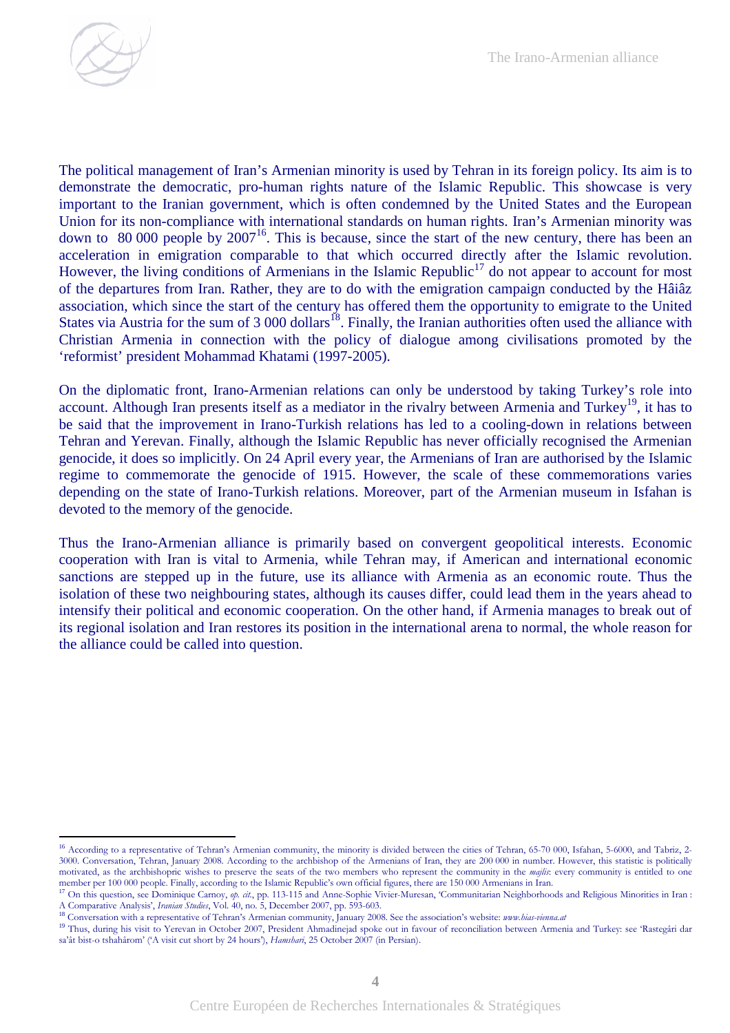The political management of Iran's Armenian minority is used by Tehran in its foreign policy. Its aim is to demonstrate the democratic, pro-human rights nature of the Islamic Republic. This showcase is very important to the Iranian government, which is often condemned by the United States and the European Union for its non-compliance with international standards on human rights. Iran's Armenian minority was down to 80 000 people by 2007[16]. This is because, since the start of the new century, there has been an acceleration in emigration comparable to that which occurred directly after the Islamic revolution. However, the living conditions of Armenians in the Islamic Republic[17] do not appear to account for most of the departures from Iran. Rather, they are to do with the emigration campaign conducted by the Hâiâz association, which since the start of the century has offered them the opportunity to emigrate to the United States via Austria for the sum of 3 000 dollars[18]. Finally, the Iranian authorities often used the alliance with Christian Armenia in connection with the policy of dialogue among civilisations promoted by the 'reformist' president Mohammad Khatami (1997-2005).

On the diplomatic front, Irano-Armenian relations can only be understood by taking Turkey's role into account. Although Iran presents itself as a mediator in the rivalry between Armenia and Turkey[19], it has to be said that the improvement in Irano-Turkish relations has led to a cooling-down in relations between Tehran and Yerevan. Finally, although the Islamic Republic has never officially recognised the Armenian genocide, it does so implicitly. On 24 April every year, the Armenians of Iran are authorised by the Islamic regime to commemorate the genocide of 1915. However, the scale of these commemorations varies depending on the state of Irano-Turkish relations. Moreover, part of the Armenian museum in Isfahan is devoted to the memory of the genocide.

Thus the Irano-Armenian alliance is primarily based on convergent geopolitical interests. Economic cooperation with Iran is vital to Armenia, while Tehran may, if American and international economic sanctions are stepped up in the future, use its alliance with Armenia as an economic route. Thus the isolation of these two neighbouring states, although its causes differ, could lead them in the years ahead to intensify their political and economic cooperation. On the other hand, if Armenia manages to break out of its regional isolation and Iran restores its position in the international arena to normal, the whole reason for the alliance could be called into question.

---

[16] According to a representative of Tehran's Armenian community, the minority is divided between the cities of Tehran, 65-70 000, Isfahan, 5-6000, and Tabriz, 2-3000. Conversation, Tehran, January 2008. According to the archbishop of the Armenians of Iran, they are 200 000 in number. However, this statistic is politically motivated, as the archbishopric wishes to preserve the seats of the two members who represent the community in the *majlis*: every community is entitled to one member per 100 000 people. Finally, according to the Islamic Republic's own official figures, there are 150 000 Armenians in Iran.

[17] On this question, see Dominique Carnoy, *op. cit.*, pp. 113-115 and Anne-Sophie Vivier-Muresan, 'Communitarian Neighborhoods and Religious Minorities in Iran : A Comparative Analysis', *Iranian Studies*, Vol. 40, no. 5, December 2007, pp. 593-603.

[18] Conversation with a representative of Tehran's Armenian community, January 2008. See the association's website: *www.hias-vienna.at*

[19] Thus, during his visit to Yerevan in October 2007, President Ahmadinejad spoke out in favour of reconciliation between Armenia and Turkey: see 'Rastegâri dar sa'ât bist-o tshahârom' ('A visit cut short by 24 hours'), *Hamshari*, 25 October 2007 (in Persian).